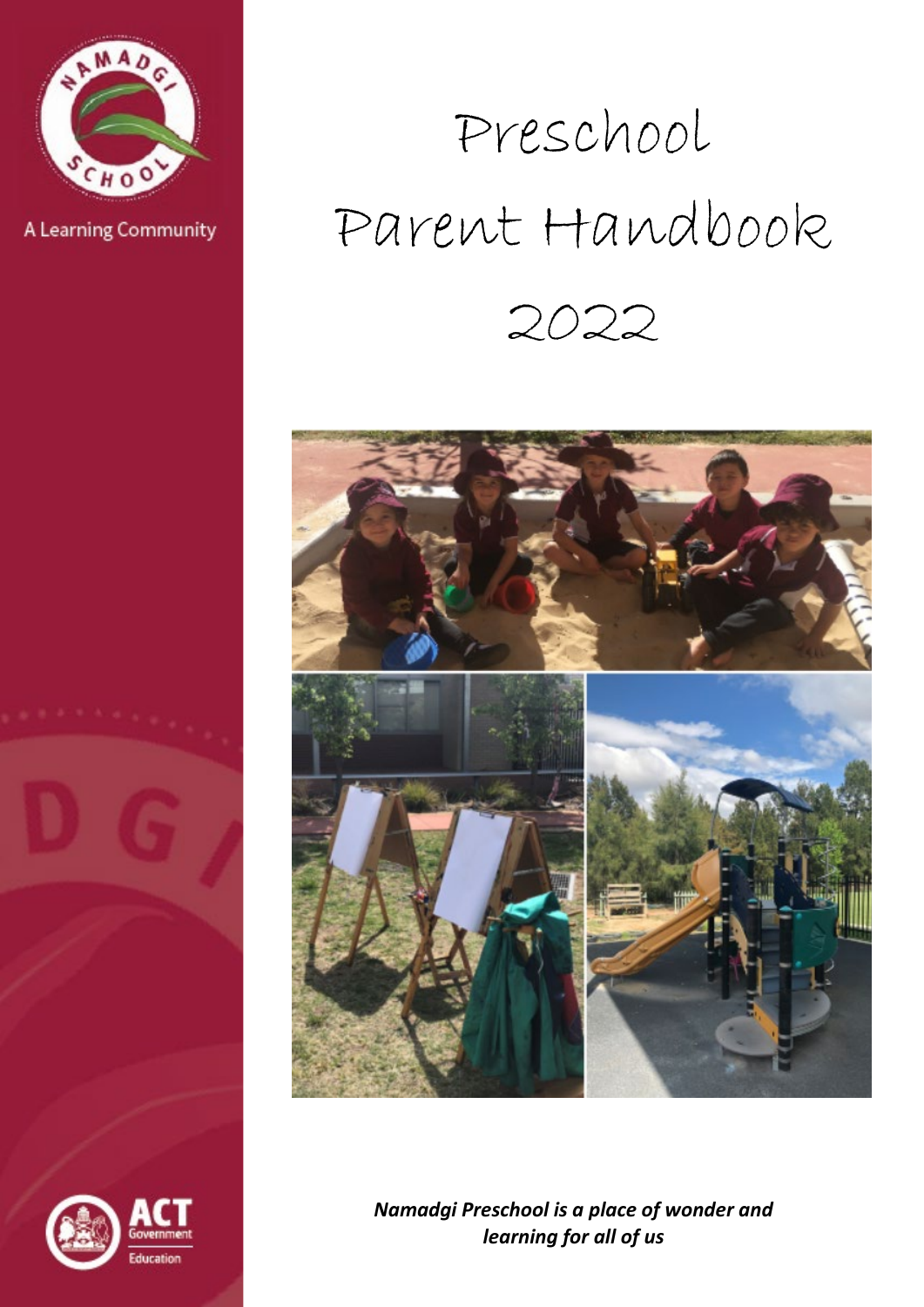A Learning Community

# Preschool Parent Handbook 2022

***Namadgi Preschool is a place of wonder and learning for all of us***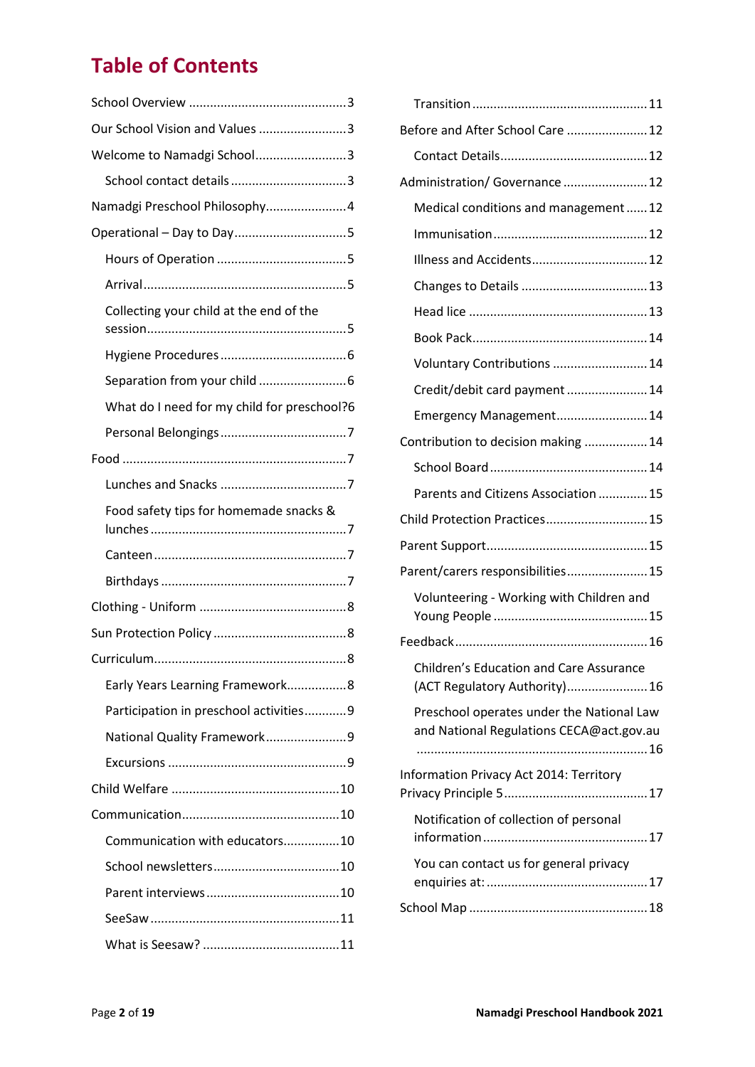# Table of Contents

- School Overview ... 3
- Our School Vision and Values ... 3
- Welcome to Namadgi School ... 3
  - School contact details ... 3
- Namadgi Preschool Philosophy ... 4
- Operational – Day to Day ... 5
  - Hours of Operation ... 5
  - Arrival ... 5
  - Collecting your child at the end of the session ... 5
  - Hygiene Procedures ... 6
  - Separation from your child ... 6
  - What do I need for my child for preschool? ... 6
  - Personal Belongings ... 7
- Food ... 7
  - Lunches and Snacks ... 7
  - Food safety tips for homemade snacks & lunches ... 7
  - Canteen ... 7
  - Birthdays ... 7
- Clothing - Uniform ... 8
- Sun Protection Policy ... 8
- Curriculum ... 8
  - Early Years Learning Framework ... 8
  - Participation in preschool activities ... 9
  - National Quality Framework ... 9
  - Excursions ... 9
- Child Welfare ... 10
- Communication ... 10
  - Communication with educators ... 10
  - School newsletters ... 10
  - Parent interviews ... 10
  - SeeSaw ... 11
  - What is Seesaw? ... 11
  - Transition ... 11
- Before and After School Care ... 12
  - Contact Details ... 12
- Administration/ Governance ... 12
  - Medical conditions and management ... 12
  - Immunisation ... 12
  - Illness and Accidents ... 12
  - Changes to Details ... 13
  - Head lice ... 13
  - Book Pack ... 14
  - Voluntary Contributions ... 14
  - Credit/debit card payment ... 14
  - Emergency Management ... 14
- Contribution to decision making ... 14
  - School Board ... 14
  - Parents and Citizens Association ... 15
- Child Protection Practices ... 15
- Parent Support ... 15
- Parent/carers responsibilities ... 15
  - Volunteering - Working with Children and Young People ... 15
- Feedback ... 16
  - Children's Education and Care Assurance (ACT Regulatory Authority) ... 16
  - Preschool operates under the National Law and National Regulations CECA@act.gov.au ... 16
- Information Privacy Act 2014: Territory Privacy Principle 5 ... 17
  - Notification of collection of personal information ... 17
  - You can contact us for general privacy enquiries at: ... 17
- School Map ... 18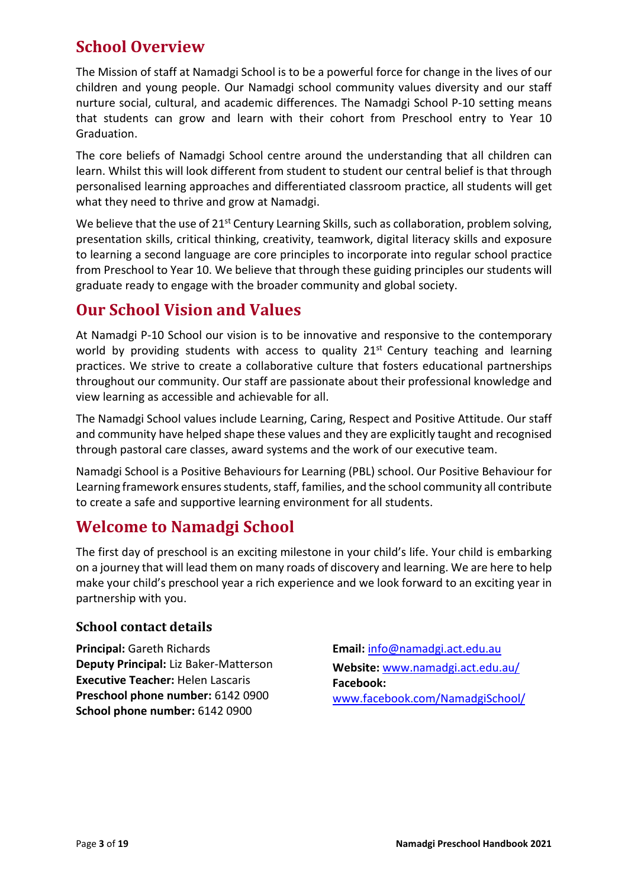## School Overview

The Mission of staff at Namadgi School is to be a powerful force for change in the lives of our children and young people. Our Namadgi school community values diversity and our staff nurture social, cultural, and academic differences. The Namadgi School P-10 setting means that students can grow and learn with their cohort from Preschool entry to Year 10 Graduation.

The core beliefs of Namadgi School centre around the understanding that all children can learn. Whilst this will look different from student to student our central belief is that through personalised learning approaches and differentiated classroom practice, all students will get what they need to thrive and grow at Namadgi.

We believe that the use of 21st Century Learning Skills, such as collaboration, problem solving, presentation skills, critical thinking, creativity, teamwork, digital literacy skills and exposure to learning a second language are core principles to incorporate into regular school practice from Preschool to Year 10. We believe that through these guiding principles our students will graduate ready to engage with the broader community and global society.

## Our School Vision and Values

At Namadgi P-10 School our vision is to be innovative and responsive to the contemporary world by providing students with access to quality 21st Century teaching and learning practices. We strive to create a collaborative culture that fosters educational partnerships throughout our community. Our staff are passionate about their professional knowledge and view learning as accessible and achievable for all.

The Namadgi School values include Learning, Caring, Respect and Positive Attitude. Our staff and community have helped shape these values and they are explicitly taught and recognised through pastoral care classes, award systems and the work of our executive team.

Namadgi School is a Positive Behaviours for Learning (PBL) school. Our Positive Behaviour for Learning framework ensures students, staff, families, and the school community all contribute to create a safe and supportive learning environment for all students.

## Welcome to Namadgi School

The first day of preschool is an exciting milestone in your child's life. Your child is embarking on a journey that will lead them on many roads of discovery and learning. We are here to help make your child's preschool year a rich experience and we look forward to an exciting year in partnership with you.

### School contact details

**Principal:** Gareth Richards
**Deputy Principal:** Liz Baker-Matterson
**Executive Teacher:** Helen Lascaris
**Preschool phone number:** 6142 0900
**School phone number:** 6142 0900

**Email:** info@namadgi.act.edu.au
**Website:** www.namadgi.act.edu.au/
**Facebook:** www.facebook.com/NamadgiSchool/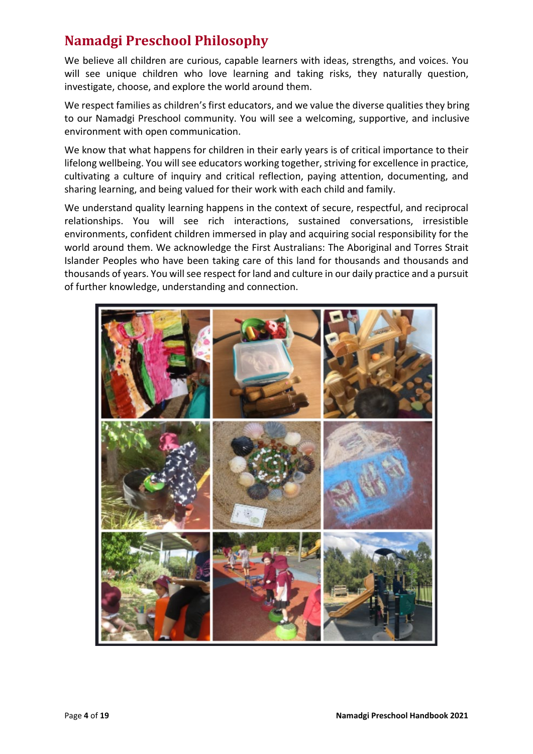## Namadgi Preschool Philosophy

We believe all children are curious, capable learners with ideas, strengths, and voices. You will see unique children who love learning and taking risks, they naturally question, investigate, choose, and explore the world around them.

We respect families as children's first educators, and we value the diverse qualities they bring to our Namadgi Preschool community. You will see a welcoming, supportive, and inclusive environment with open communication.

We know that what happens for children in their early years is of critical importance to their lifelong wellbeing. You will see educators working together, striving for excellence in practice, cultivating a culture of inquiry and critical reflection, paying attention, documenting, and sharing learning, and being valued for their work with each child and family.

We understand quality learning happens in the context of secure, respectful, and reciprocal relationships. You will see rich interactions, sustained conversations, irresistible environments, confident children immersed in play and acquiring social responsibility for the world around them. We acknowledge the First Australians: The Aboriginal and Torres Strait Islander Peoples who have been taking care of this land for thousands and thousands and thousands of years. You will see respect for land and culture in our daily practice and a pursuit of further knowledge, understanding and connection.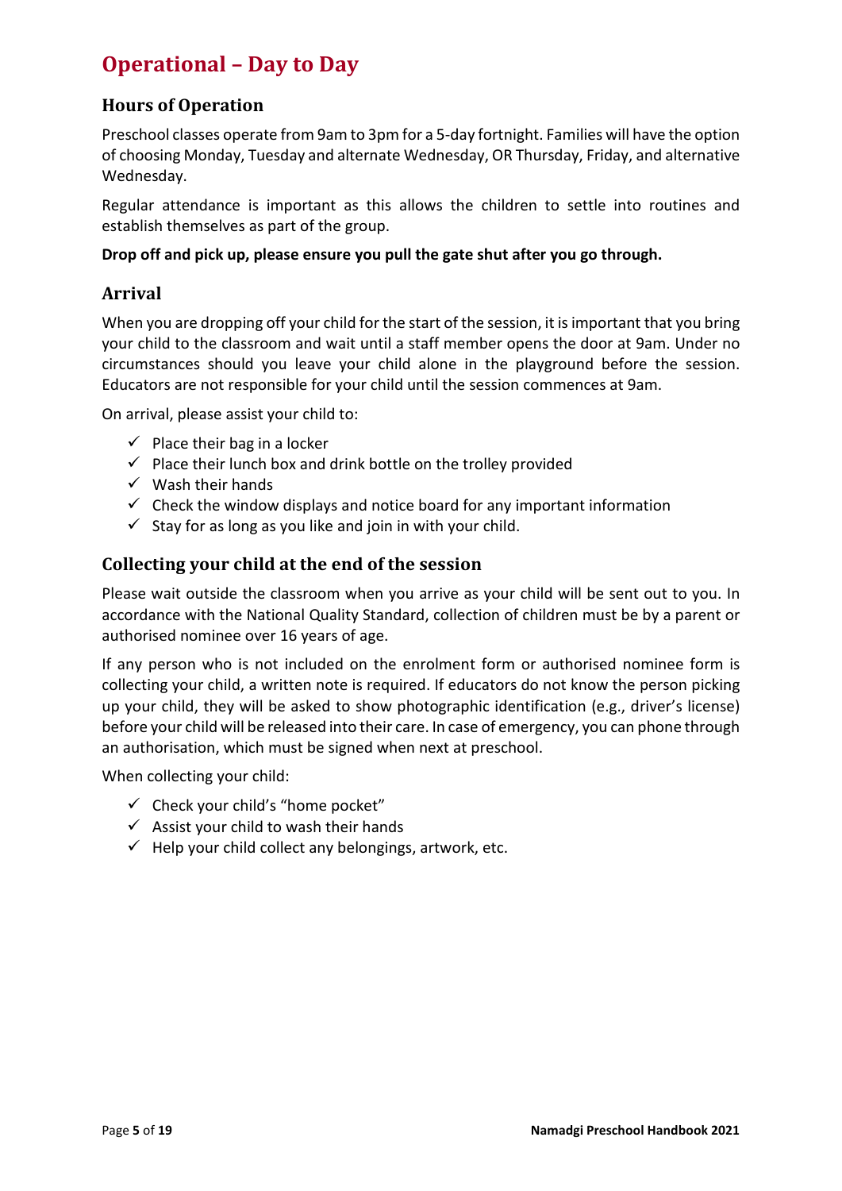# Operational – Day to Day

## Hours of Operation

Preschool classes operate from 9am to 3pm for a 5-day fortnight. Families will have the option of choosing Monday, Tuesday and alternate Wednesday, OR Thursday, Friday, and alternative Wednesday.

Regular attendance is important as this allows the children to settle into routines and establish themselves as part of the group.

**Drop off and pick up, please ensure you pull the gate shut after you go through.**

## Arrival

When you are dropping off your child for the start of the session, it is important that you bring your child to the classroom and wait until a staff member opens the door at 9am. Under no circumstances should you leave your child alone in the playground before the session. Educators are not responsible for your child until the session commences at 9am.

On arrival, please assist your child to:

- ✓ Place their bag in a locker
- ✓ Place their lunch box and drink bottle on the trolley provided
- ✓ Wash their hands
- ✓ Check the window displays and notice board for any important information
- ✓ Stay for as long as you like and join in with your child.

## Collecting your child at the end of the session

Please wait outside the classroom when you arrive as your child will be sent out to you. In accordance with the National Quality Standard, collection of children must be by a parent or authorised nominee over 16 years of age.

If any person who is not included on the enrolment form or authorised nominee form is collecting your child, a written note is required. If educators do not know the person picking up your child, they will be asked to show photographic identification (e.g., driver's license) before your child will be released into their care. In case of emergency, you can phone through an authorisation, which must be signed when next at preschool.

When collecting your child:

- ✓ Check your child's "home pocket"
- ✓ Assist your child to wash their hands
- ✓ Help your child collect any belongings, artwork, etc.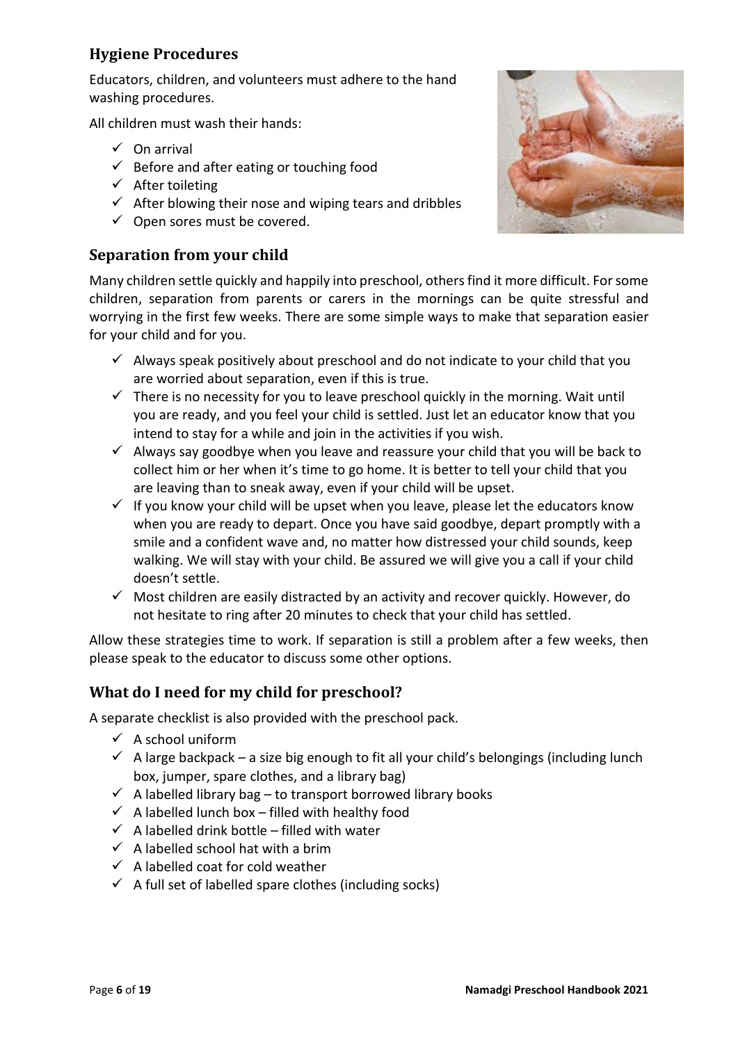## Hygiene Procedures

Educators, children, and volunteers must adhere to the hand washing procedures.

All children must wash their hands:

- ✓ On arrival
- ✓ Before and after eating or touching food
- ✓ After toileting
- ✓ After blowing their nose and wiping tears and dribbles
- ✓ Open sores must be covered.

## Separation from your child

Many children settle quickly and happily into preschool, others find it more difficult. For some children, separation from parents or carers in the mornings can be quite stressful and worrying in the first few weeks. There are some simple ways to make that separation easier for your child and for you.

- ✓ Always speak positively about preschool and do not indicate to your child that you are worried about separation, even if this is true.
- ✓ There is no necessity for you to leave preschool quickly in the morning. Wait until you are ready, and you feel your child is settled. Just let an educator know that you intend to stay for a while and join in the activities if you wish.
- ✓ Always say goodbye when you leave and reassure your child that you will be back to collect him or her when it's time to go home. It is better to tell your child that you are leaving than to sneak away, even if your child will be upset.
- ✓ If you know your child will be upset when you leave, please let the educators know when you are ready to depart. Once you have said goodbye, depart promptly with a smile and a confident wave and, no matter how distressed your child sounds, keep walking. We will stay with your child. Be assured we will give you a call if your child doesn't settle.
- ✓ Most children are easily distracted by an activity and recover quickly. However, do not hesitate to ring after 20 minutes to check that your child has settled.

Allow these strategies time to work. If separation is still a problem after a few weeks, then please speak to the educator to discuss some other options.

## What do I need for my child for preschool?

A separate checklist is also provided with the preschool pack.

- ✓ A school uniform
- ✓ A large backpack – a size big enough to fit all your child's belongings (including lunch box, jumper, spare clothes, and a library bag)
- ✓ A labelled library bag – to transport borrowed library books
- ✓ A labelled lunch box – filled with healthy food
- ✓ A labelled drink bottle – filled with water
- ✓ A labelled school hat with a brim
- ✓ A labelled coat for cold weather
- ✓ A full set of labelled spare clothes (including socks)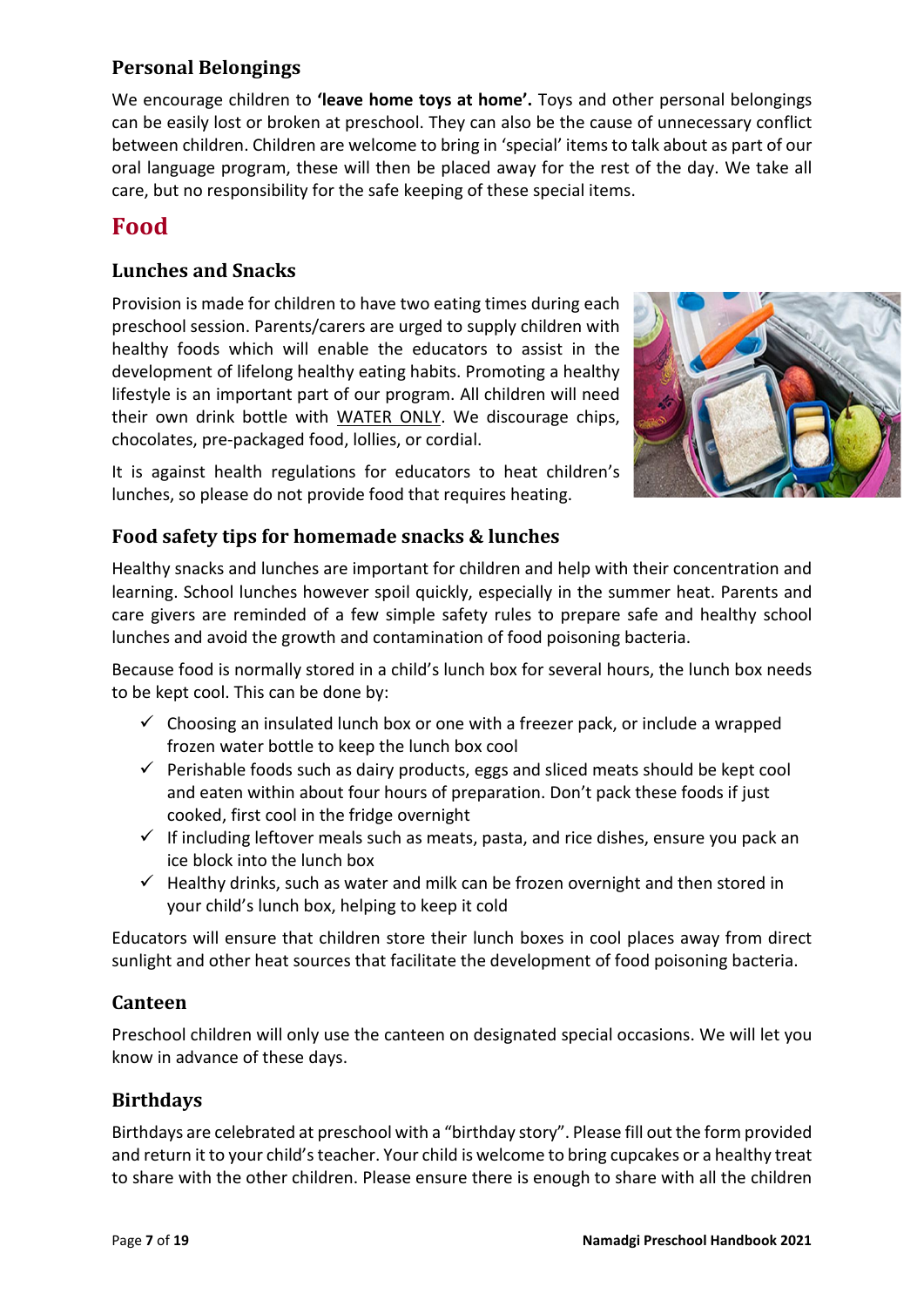### Personal Belongings

We encourage children to **'leave home toys at home'.** Toys and other personal belongings can be easily lost or broken at preschool. They can also be the cause of unnecessary conflict between children. Children are welcome to bring in 'special' items to talk about as part of our oral language program, these will then be placed away for the rest of the day. We take all care, but no responsibility for the safe keeping of these special items.

## Food

### Lunches and Snacks

Provision is made for children to have two eating times during each preschool session. Parents/carers are urged to supply children with healthy foods which will enable the educators to assist in the development of lifelong healthy eating habits. Promoting a healthy lifestyle is an important part of our program. All children will need their own drink bottle with WATER ONLY. We discourage chips, chocolates, pre-packaged food, lollies, or cordial.

It is against health regulations for educators to heat children's lunches, so please do not provide food that requires heating.

### Food safety tips for homemade snacks & lunches

Healthy snacks and lunches are important for children and help with their concentration and learning. School lunches however spoil quickly, especially in the summer heat. Parents and care givers are reminded of a few simple safety rules to prepare safe and healthy school lunches and avoid the growth and contamination of food poisoning bacteria.

Because food is normally stored in a child's lunch box for several hours, the lunch box needs to be kept cool. This can be done by:

- ✓ Choosing an insulated lunch box or one with a freezer pack, or include a wrapped frozen water bottle to keep the lunch box cool
- ✓ Perishable foods such as dairy products, eggs and sliced meats should be kept cool and eaten within about four hours of preparation. Don't pack these foods if just cooked, first cool in the fridge overnight
- ✓ If including leftover meals such as meats, pasta, and rice dishes, ensure you pack an ice block into the lunch box
- ✓ Healthy drinks, such as water and milk can be frozen overnight and then stored in your child's lunch box, helping to keep it cold

Educators will ensure that children store their lunch boxes in cool places away from direct sunlight and other heat sources that facilitate the development of food poisoning bacteria.

### Canteen

Preschool children will only use the canteen on designated special occasions. We will let you know in advance of these days.

### Birthdays

Birthdays are celebrated at preschool with a "birthday story". Please fill out the form provided and return it to your child's teacher. Your child is welcome to bring cupcakes or a healthy treat to share with the other children. Please ensure there is enough to share with all the children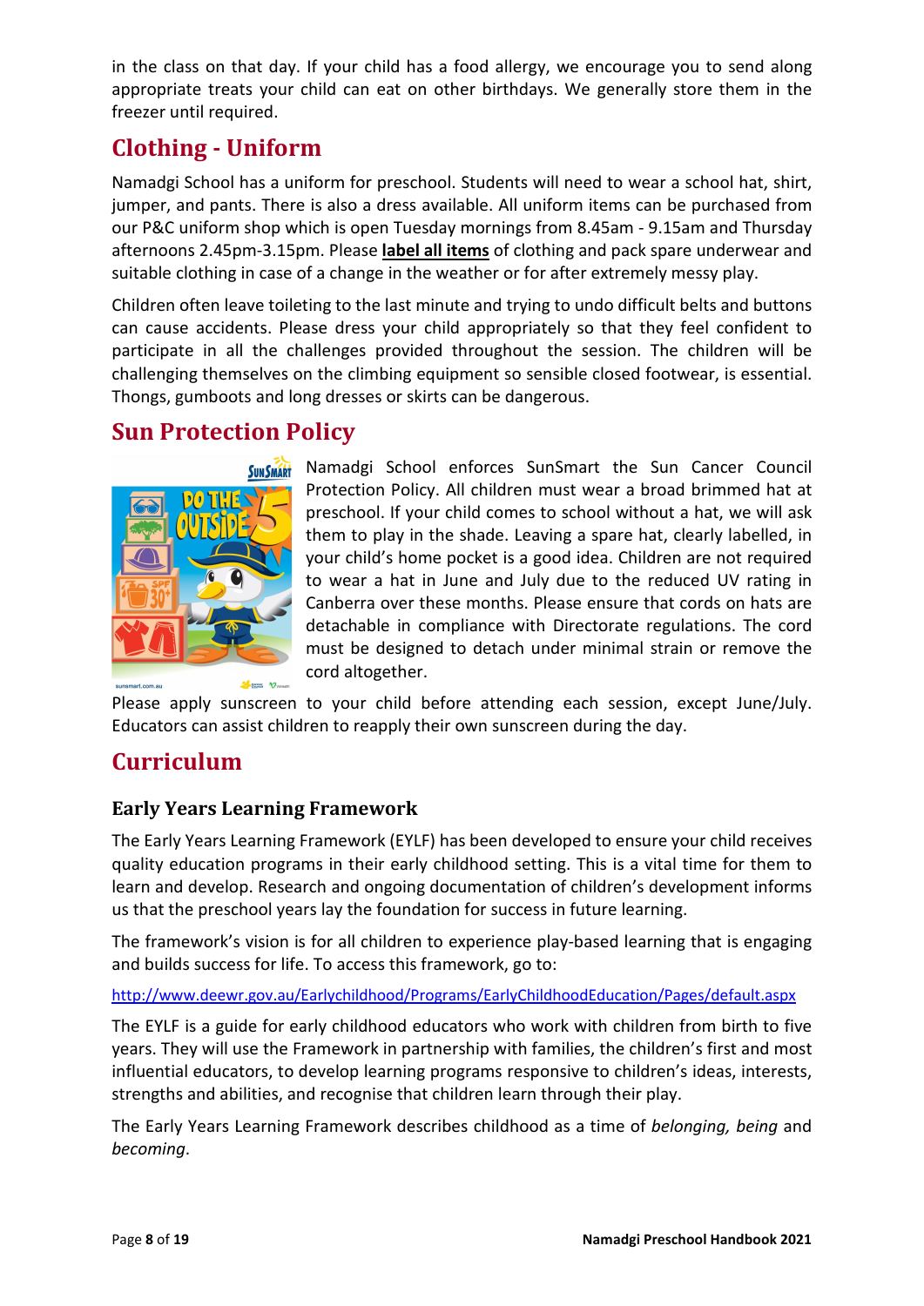in the class on that day. If your child has a food allergy, we encourage you to send along appropriate treats your child can eat on other birthdays. We generally store them in the freezer until required.

## Clothing - Uniform

Namadgi School has a uniform for preschool. Students will need to wear a school hat, shirt, jumper, and pants. There is also a dress available. All uniform items can be purchased from our P&C uniform shop which is open Tuesday mornings from 8.45am - 9.15am and Thursday afternoons 2.45pm-3.15pm. Please **label all items** of clothing and pack spare underwear and suitable clothing in case of a change in the weather or for after extremely messy play.

Children often leave toileting to the last minute and trying to undo difficult belts and buttons can cause accidents. Please dress your child appropriately so that they feel confident to participate in all the challenges provided throughout the session. The children will be challenging themselves on the climbing equipment so sensible closed footwear, is essential. Thongs, gumboots and long dresses or skirts can be dangerous.

## Sun Protection Policy

Namadgi School enforces SunSmart the Sun Cancer Council Protection Policy. All children must wear a broad brimmed hat at preschool. If your child comes to school without a hat, we will ask them to play in the shade. Leaving a spare hat, clearly labelled, in your child's home pocket is a good idea. Children are not required to wear a hat in June and July due to the reduced UV rating in Canberra over these months. Please ensure that cords on hats are detachable in compliance with Directorate regulations. The cord must be designed to detach under minimal strain or remove the cord altogether.

Please apply sunscreen to your child before attending each session, except June/July. Educators can assist children to reapply their own sunscreen during the day.

## Curriculum

### Early Years Learning Framework

The Early Years Learning Framework (EYLF) has been developed to ensure your child receives quality education programs in their early childhood setting. This is a vital time for them to learn and develop. Research and ongoing documentation of children's development informs us that the preschool years lay the foundation for success in future learning.

The framework's vision is for all children to experience play-based learning that is engaging and builds success for life. To access this framework, go to:

http://www.deewr.gov.au/Earlychildhood/Programs/EarlyChildhoodEducation/Pages/default.aspx

The EYLF is a guide for early childhood educators who work with children from birth to five years. They will use the Framework in partnership with families, the children's first and most influential educators, to develop learning programs responsive to children's ideas, interests, strengths and abilities, and recognise that children learn through their play.

The Early Years Learning Framework describes childhood as a time of *belonging, being* and *becoming*.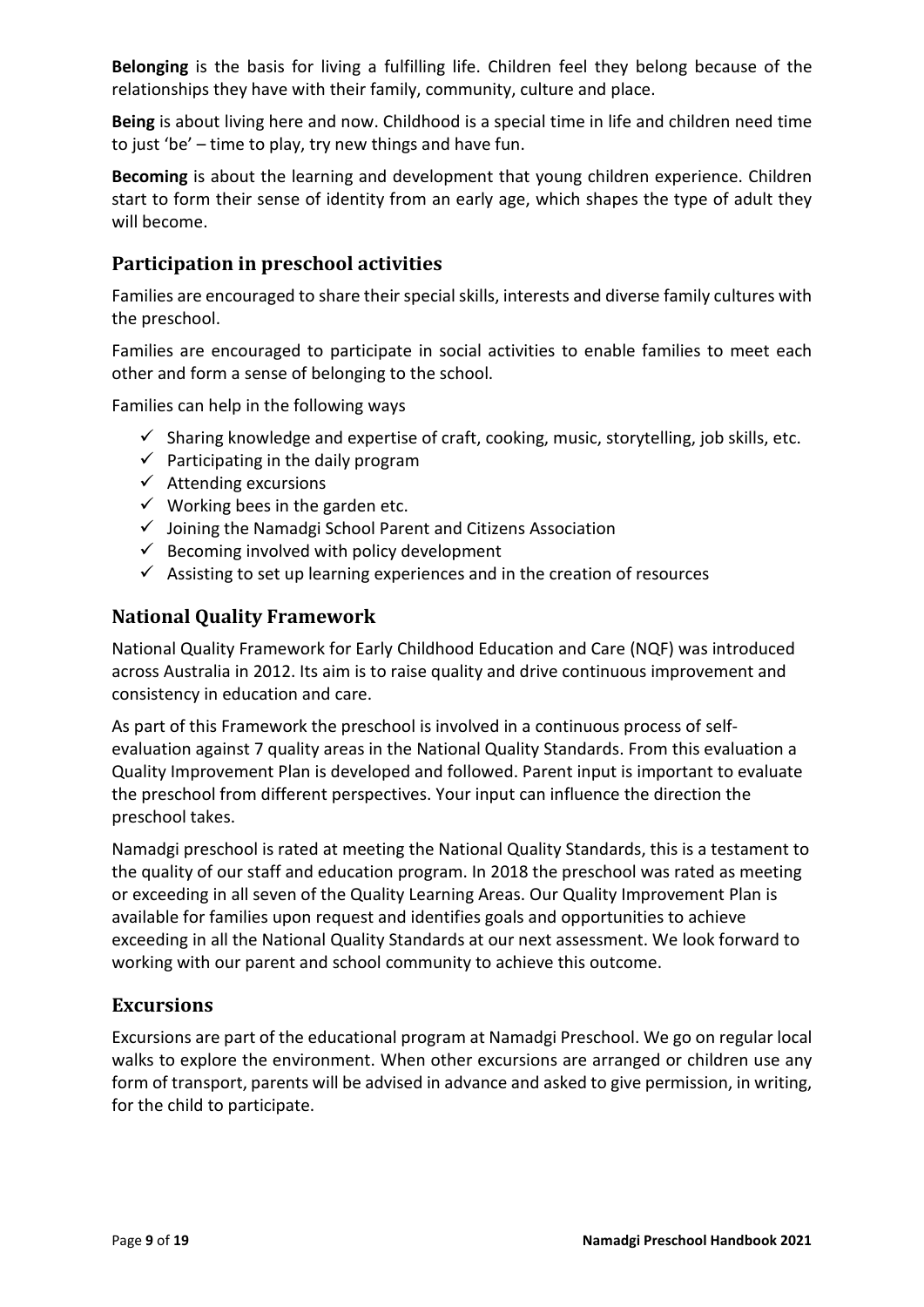**Belonging** is the basis for living a fulfilling life. Children feel they belong because of the relationships they have with their family, community, culture and place.

**Being** is about living here and now. Childhood is a special time in life and children need time to just 'be' – time to play, try new things and have fun.

**Becoming** is about the learning and development that young children experience. Children start to form their sense of identity from an early age, which shapes the type of adult they will become.

## Participation in preschool activities

Families are encouraged to share their special skills, interests and diverse family cultures with the preschool.

Families are encouraged to participate in social activities to enable families to meet each other and form a sense of belonging to the school.

Families can help in the following ways

- ✓ Sharing knowledge and expertise of craft, cooking, music, storytelling, job skills, etc.
- ✓ Participating in the daily program
- ✓ Attending excursions
- ✓ Working bees in the garden etc.
- ✓ Joining the Namadgi School Parent and Citizens Association
- ✓ Becoming involved with policy development
- ✓ Assisting to set up learning experiences and in the creation of resources

## National Quality Framework

National Quality Framework for Early Childhood Education and Care (NQF) was introduced across Australia in 2012. Its aim is to raise quality and drive continuous improvement and consistency in education and care.

As part of this Framework the preschool is involved in a continuous process of self-evaluation against 7 quality areas in the National Quality Standards. From this evaluation a Quality Improvement Plan is developed and followed. Parent input is important to evaluate the preschool from different perspectives. Your input can influence the direction the preschool takes.

Namadgi preschool is rated at meeting the National Quality Standards, this is a testament to the quality of our staff and education program. In 2018 the preschool was rated as meeting or exceeding in all seven of the Quality Learning Areas. Our Quality Improvement Plan is available for families upon request and identifies goals and opportunities to achieve exceeding in all the National Quality Standards at our next assessment. We look forward to working with our parent and school community to achieve this outcome.

## Excursions

Excursions are part of the educational program at Namadgi Preschool. We go on regular local walks to explore the environment. When other excursions are arranged or children use any form of transport, parents will be advised in advance and asked to give permission, in writing, for the child to participate.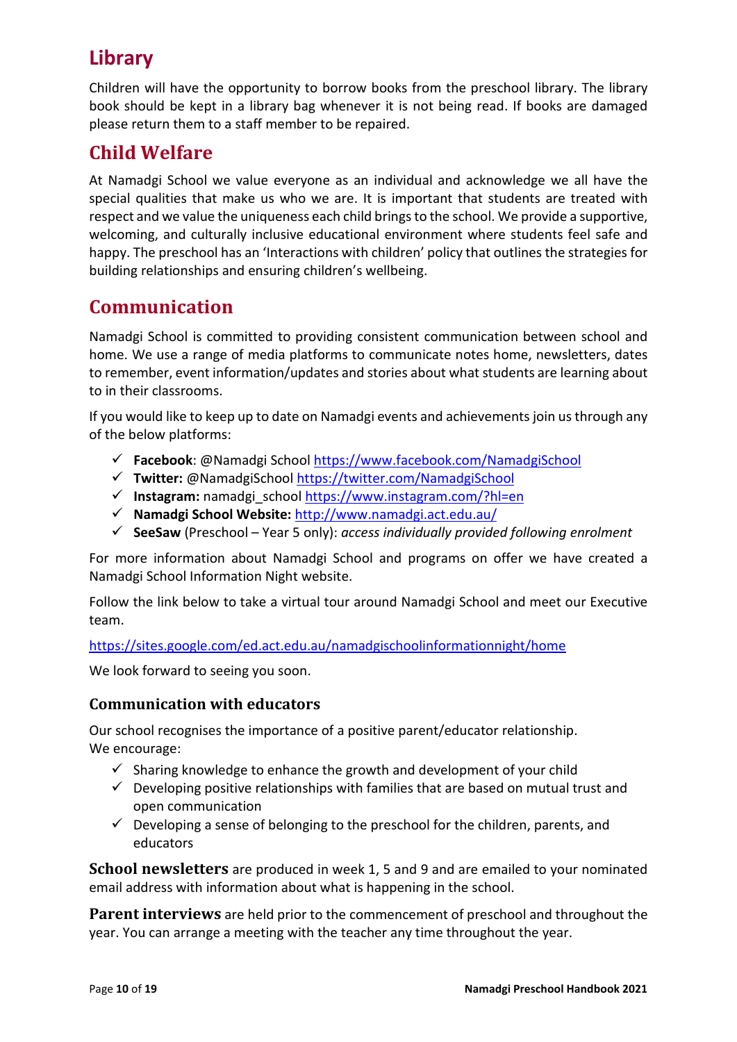## Library

Children will have the opportunity to borrow books from the preschool library. The library book should be kept in a library bag whenever it is not being read. If books are damaged please return them to a staff member to be repaired.

## Child Welfare

At Namadgi School we value everyone as an individual and acknowledge we all have the special qualities that make us who we are. It is important that students are treated with respect and we value the uniqueness each child brings to the school. We provide a supportive, welcoming, and culturally inclusive educational environment where students feel safe and happy. The preschool has an 'Interactions with children' policy that outlines the strategies for building relationships and ensuring children's wellbeing.

## Communication

Namadgi School is committed to providing consistent communication between school and home. We use a range of media platforms to communicate notes home, newsletters, dates to remember, event information/updates and stories about what students are learning about to in their classrooms.

If you would like to keep up to date on Namadgi events and achievements join us through any of the below platforms:

- ✓ **Facebook**: @Namadgi School https://www.facebook.com/NamadgiSchool
- ✓ **Twitter:** @NamadgiSchool https://twitter.com/NamadgiSchool
- ✓ **Instagram:** namadgi_school https://www.instagram.com/?hl=en
- ✓ **Namadgi School Website:** http://www.namadgi.act.edu.au/
- ✓ **SeeSaw** (Preschool – Year 5 only): *access individually provided following enrolment*

For more information about Namadgi School and programs on offer we have created a Namadgi School Information Night website.

Follow the link below to take a virtual tour around Namadgi School and meet our Executive team.

https://sites.google.com/ed.act.edu.au/namadgischoolinformationnight/home

We look forward to seeing you soon.

### Communication with educators

Our school recognises the importance of a positive parent/educator relationship.
We encourage:

- ✓ Sharing knowledge to enhance the growth and development of your child
- ✓ Developing positive relationships with families that are based on mutual trust and open communication
- ✓ Developing a sense of belonging to the preschool for the children, parents, and educators

**School newsletters** are produced in week 1, 5 and 9 and are emailed to your nominated email address with information about what is happening in the school.

**Parent interviews** are held prior to the commencement of preschool and throughout the year. You can arrange a meeting with the teacher any time throughout the year.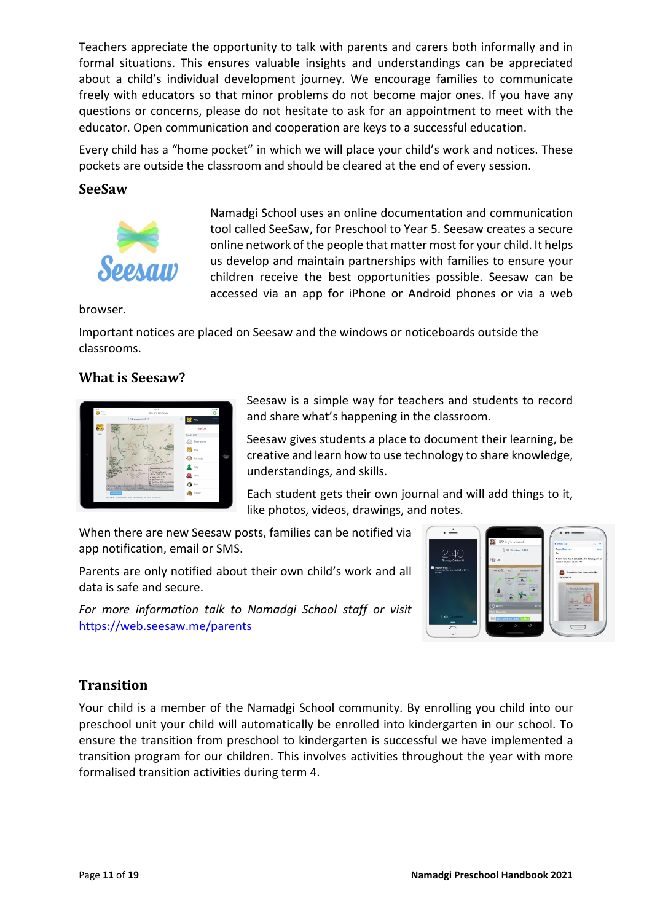Teachers appreciate the opportunity to talk with parents and carers both informally and in formal situations. This ensures valuable insights and understandings can be appreciated about a child's individual development journey. We encourage families to communicate freely with educators so that minor problems do not become major ones. If you have any questions or concerns, please do not hesitate to ask for an appointment to meet with the educator. Open communication and cooperation are keys to a successful education.

Every child has a "home pocket" in which we will place your child's work and notices. These pockets are outside the classroom and should be cleared at the end of every session.

## SeeSaw

Namadgi School uses an online documentation and communication tool called SeeSaw, for Preschool to Year 5. Seesaw creates a secure online network of the people that matter most for your child. It helps us develop and maintain partnerships with families to ensure your children receive the best opportunities possible. Seesaw can be accessed via an app for iPhone or Android phones or via a web browser.

Important notices are placed on Seesaw and the windows or noticeboards outside the classrooms.

## What is Seesaw?

Seesaw is a simple way for teachers and students to record and share what's happening in the classroom.

Seesaw gives students a place to document their learning, be creative and learn how to use technology to share knowledge, understandings, and skills.

Each student gets their own journal and will add things to it, like photos, videos, drawings, and notes.

When there are new Seesaw posts, families can be notified via app notification, email or SMS.

Parents are only notified about their own child's work and all data is safe and secure.

*For more information talk to Namadgi School staff or visit* [https://web.seesaw.me/parents](https://web.seesaw.me/parents)

## Transition

Your child is a member of the Namadgi School community. By enrolling you child into our preschool unit your child will automatically be enrolled into kindergarten in our school. To ensure the transition from preschool to kindergarten is successful we have implemented a transition program for our children. This involves activities throughout the year with more formalised transition activities during term 4.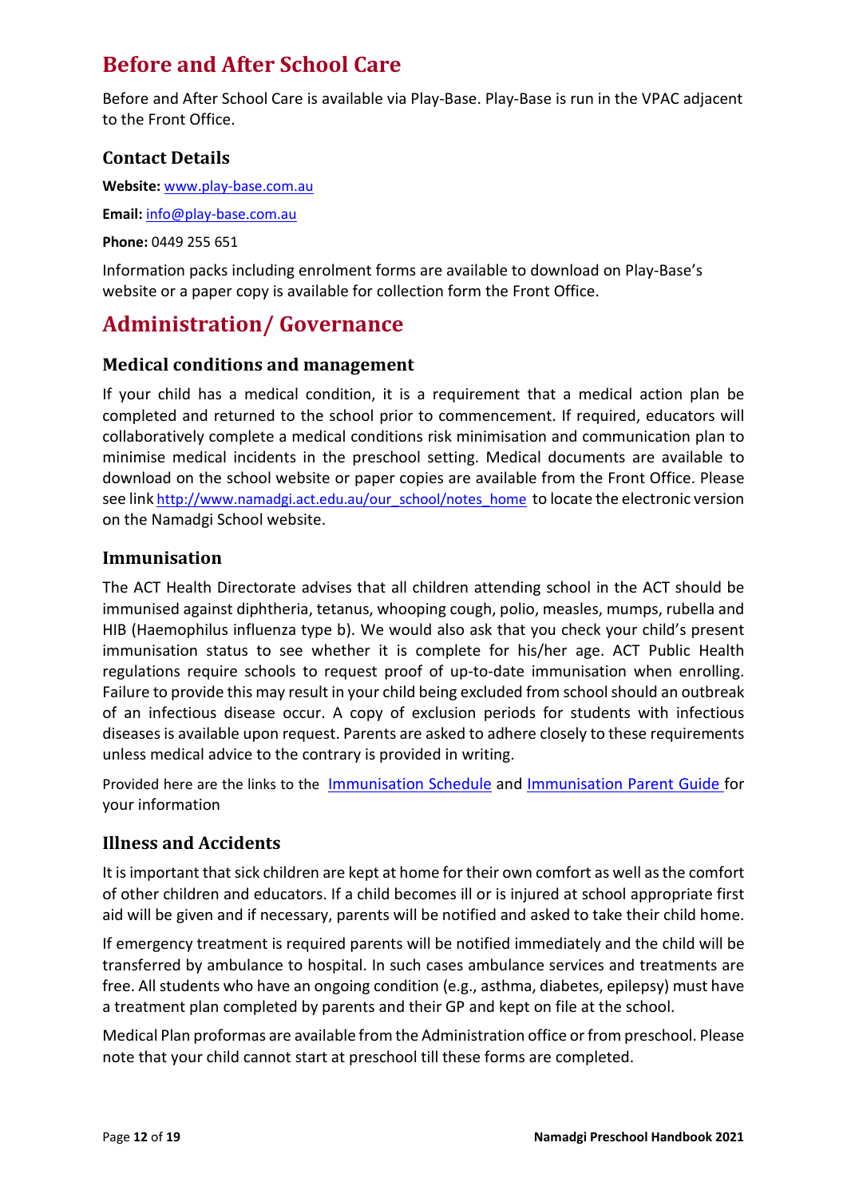# Before and After School Care

Before and After School Care is available via Play-Base. Play-Base is run in the VPAC adjacent to the Front Office.

## Contact Details

**Website:** www.play-base.com.au

**Email:** info@play-base.com.au

**Phone:** 0449 255 651

Information packs including enrolment forms are available to download on Play-Base's website or a paper copy is available for collection form the Front Office.

# Administration/ Governance

## Medical conditions and management

If your child has a medical condition, it is a requirement that a medical action plan be completed and returned to the school prior to commencement. If required, educators will collaboratively complete a medical conditions risk minimisation and communication plan to minimise medical incidents in the preschool setting. Medical documents are available to download on the school website or paper copies are available from the Front Office. Please see link http://www.namadgi.act.edu.au/our_school/notes_home to locate the electronic version on the Namadgi School website.

## Immunisation

The ACT Health Directorate advises that all children attending school in the ACT should be immunised against diphtheria, tetanus, whooping cough, polio, measles, mumps, rubella and HIB (Haemophilus influenza type b). We would also ask that you check your child's present immunisation status to see whether it is complete for his/her age. ACT Public Health regulations require schools to request proof of up-to-date immunisation when enrolling. Failure to provide this may result in your child being excluded from school should an outbreak of an infectious disease occur. A copy of exclusion periods for students with infectious diseases is available upon request. Parents are asked to adhere closely to these requirements unless medical advice to the contrary is provided in writing.

Provided here are the links to the Immunisation Schedule and Immunisation Parent Guide for your information

## Illness and Accidents

It is important that sick children are kept at home for their own comfort as well as the comfort of other children and educators. If a child becomes ill or is injured at school appropriate first aid will be given and if necessary, parents will be notified and asked to take their child home.

If emergency treatment is required parents will be notified immediately and the child will be transferred by ambulance to hospital. In such cases ambulance services and treatments are free. All students who have an ongoing condition (e.g., asthma, diabetes, epilepsy) must have a treatment plan completed by parents and their GP and kept on file at the school.

Medical Plan proformas are available from the Administration office or from preschool. Please note that your child cannot start at preschool till these forms are completed.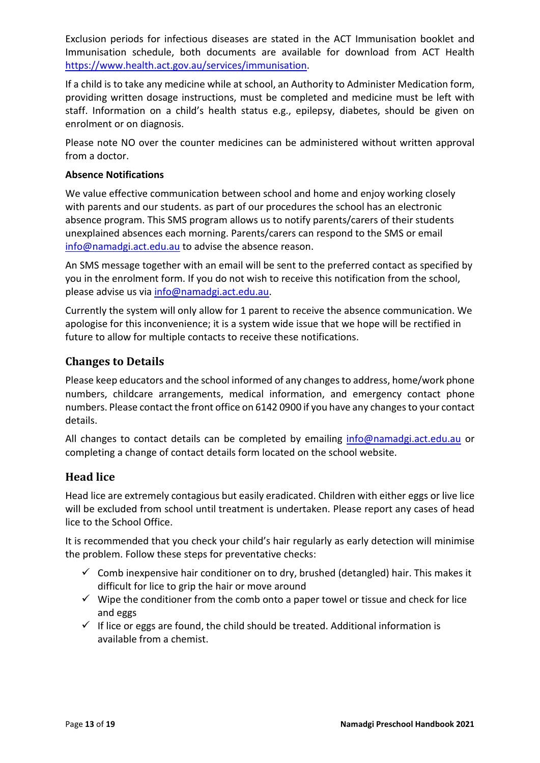Exclusion periods for infectious diseases are stated in the ACT Immunisation booklet and Immunisation schedule, both documents are available for download from ACT Health https://www.health.act.gov.au/services/immunisation.

If a child is to take any medicine while at school, an Authority to Administer Medication form, providing written dosage instructions, must be completed and medicine must be left with staff. Information on a child's health status e.g., epilepsy, diabetes, should be given on enrolment or on diagnosis.

Please note NO over the counter medicines can be administered without written approval from a doctor.

**Absence Notifications**

We value effective communication between school and home and enjoy working closely with parents and our students. as part of our procedures the school has an electronic absence program. This SMS program allows us to notify parents/carers of their students unexplained absences each morning. Parents/carers can respond to the SMS or email info@namadgi.act.edu.au to advise the absence reason.

An SMS message together with an email will be sent to the preferred contact as specified by you in the enrolment form. If you do not wish to receive this notification from the school, please advise us via info@namadgi.act.edu.au.

Currently the system will only allow for 1 parent to receive the absence communication. We apologise for this inconvenience; it is a system wide issue that we hope will be rectified in future to allow for multiple contacts to receive these notifications.

## Changes to Details

Please keep educators and the school informed of any changes to address, home/work phone numbers, childcare arrangements, medical information, and emergency contact phone numbers. Please contact the front office on 6142 0900 if you have any changes to your contact details.

All changes to contact details can be completed by emailing info@namadgi.act.edu.au or completing a change of contact details form located on the school website.

## Head lice

Head lice are extremely contagious but easily eradicated. Children with either eggs or live lice will be excluded from school until treatment is undertaken. Please report any cases of head lice to the School Office.

It is recommended that you check your child's hair regularly as early detection will minimise the problem. Follow these steps for preventative checks:

- ✓ Comb inexpensive hair conditioner on to dry, brushed (detangled) hair. This makes it difficult for lice to grip the hair or move around
- ✓ Wipe the conditioner from the comb onto a paper towel or tissue and check for lice and eggs
- ✓ If lice or eggs are found, the child should be treated. Additional information is available from a chemist.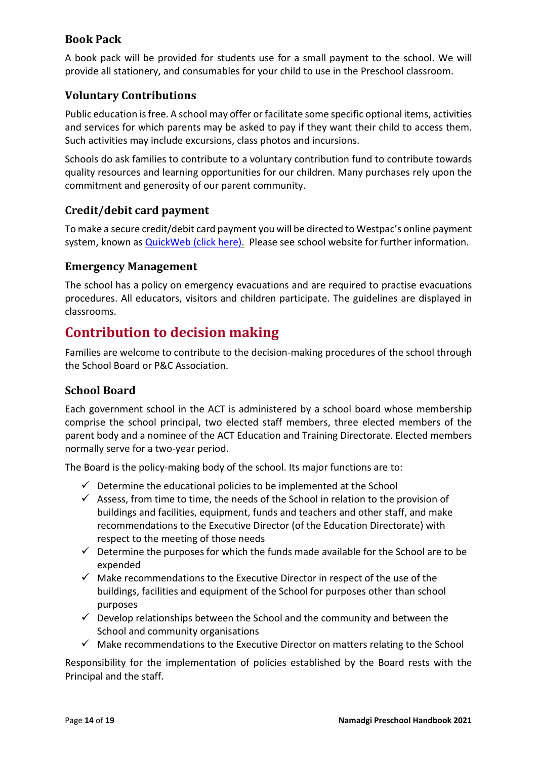### Book Pack

A book pack will be provided for students use for a small payment to the school. We will provide all stationery, and consumables for your child to use in the Preschool classroom.

### Voluntary Contributions

Public education is free. A school may offer or facilitate some specific optional items, activities and services for which parents may be asked to pay if they want their child to access them. Such activities may include excursions, class photos and incursions.

Schools do ask families to contribute to a voluntary contribution fund to contribute towards quality resources and learning opportunities for our children. Many purchases rely upon the commitment and generosity of our parent community.

### Credit/debit card payment

To make a secure credit/debit card payment you will be directed to Westpac's online payment system, known as QuickWeb (click here). Please see school website for further information.

### Emergency Management

The school has a policy on emergency evacuations and are required to practise evacuations procedures. All educators, visitors and children participate. The guidelines are displayed in classrooms.

## Contribution to decision making

Families are welcome to contribute to the decision-making procedures of the school through the School Board or P&C Association.

### School Board

Each government school in the ACT is administered by a school board whose membership comprise the school principal, two elected staff members, three elected members of the parent body and a nominee of the ACT Education and Training Directorate. Elected members normally serve for a two-year period.

The Board is the policy-making body of the school. Its major functions are to:

- ✓ Determine the educational policies to be implemented at the School
- ✓ Assess, from time to time, the needs of the School in relation to the provision of buildings and facilities, equipment, funds and teachers and other staff, and make recommendations to the Executive Director (of the Education Directorate) with respect to the meeting of those needs
- ✓ Determine the purposes for which the funds made available for the School are to be expended
- ✓ Make recommendations to the Executive Director in respect of the use of the buildings, facilities and equipment of the School for purposes other than school purposes
- ✓ Develop relationships between the School and the community and between the School and community organisations
- ✓ Make recommendations to the Executive Director on matters relating to the School

Responsibility for the implementation of policies established by the Board rests with the Principal and the staff.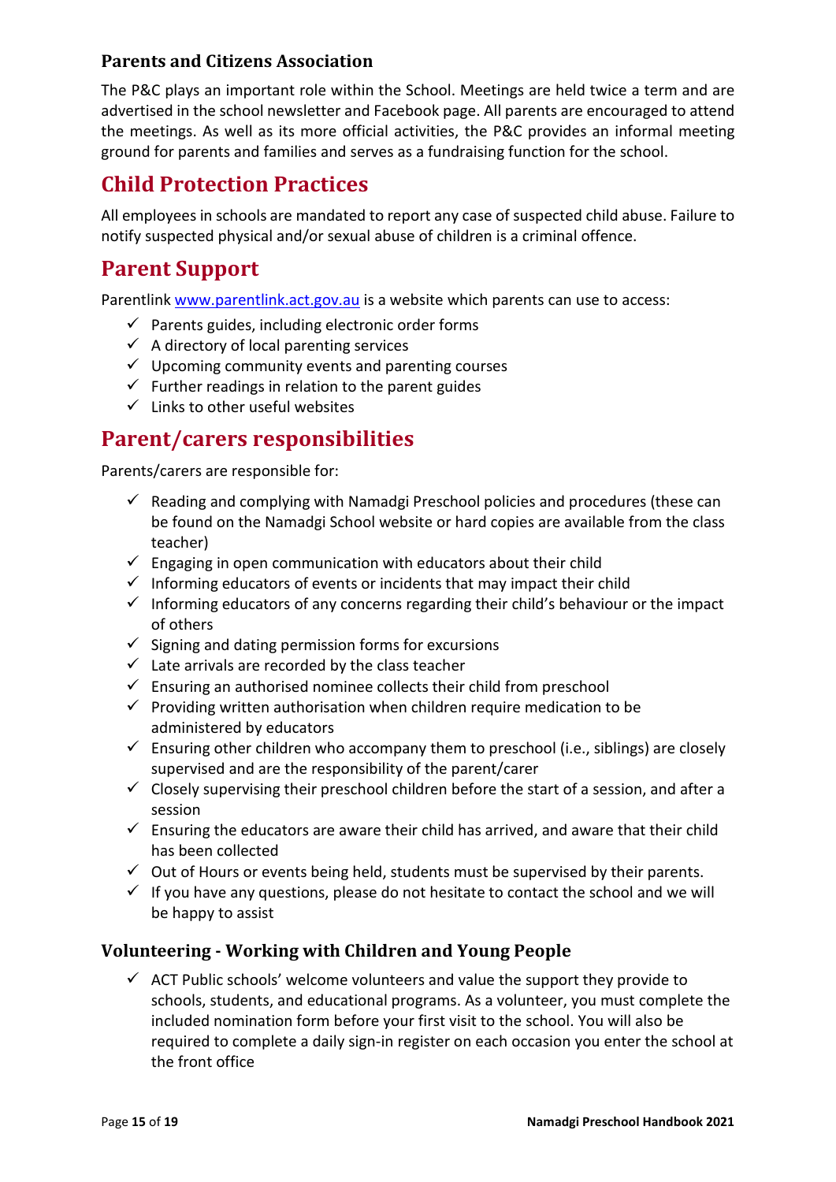### Parents and Citizens Association

The P&C plays an important role within the School. Meetings are held twice a term and are advertised in the school newsletter and Facebook page. All parents are encouraged to attend the meetings. As well as its more official activities, the P&C provides an informal meeting ground for parents and families and serves as a fundraising function for the school.

## Child Protection Practices

All employees in schools are mandated to report any case of suspected child abuse. Failure to notify suspected physical and/or sexual abuse of children is a criminal offence.

## Parent Support

Parentlink www.parentlink.act.gov.au is a website which parents can use to access:

- ✓ Parents guides, including electronic order forms
- ✓ A directory of local parenting services
- ✓ Upcoming community events and parenting courses
- ✓ Further readings in relation to the parent guides
- ✓ Links to other useful websites

## Parent/carers responsibilities

Parents/carers are responsible for:

- ✓ Reading and complying with Namadgi Preschool policies and procedures (these can be found on the Namadgi School website or hard copies are available from the class teacher)
- ✓ Engaging in open communication with educators about their child
- ✓ Informing educators of events or incidents that may impact their child
- ✓ Informing educators of any concerns regarding their child's behaviour or the impact of others
- ✓ Signing and dating permission forms for excursions
- ✓ Late arrivals are recorded by the class teacher
- ✓ Ensuring an authorised nominee collects their child from preschool
- ✓ Providing written authorisation when children require medication to be administered by educators
- ✓ Ensuring other children who accompany them to preschool (i.e., siblings) are closely supervised and are the responsibility of the parent/carer
- ✓ Closely supervising their preschool children before the start of a session, and after a session
- ✓ Ensuring the educators are aware their child has arrived, and aware that their child has been collected
- ✓ Out of Hours or events being held, students must be supervised by their parents.
- ✓ If you have any questions, please do not hesitate to contact the school and we will be happy to assist

### Volunteering - Working with Children and Young People

- ✓ ACT Public schools' welcome volunteers and value the support they provide to schools, students, and educational programs. As a volunteer, you must complete the included nomination form before your first visit to the school. You will also be required to complete a daily sign-in register on each occasion you enter the school at the front office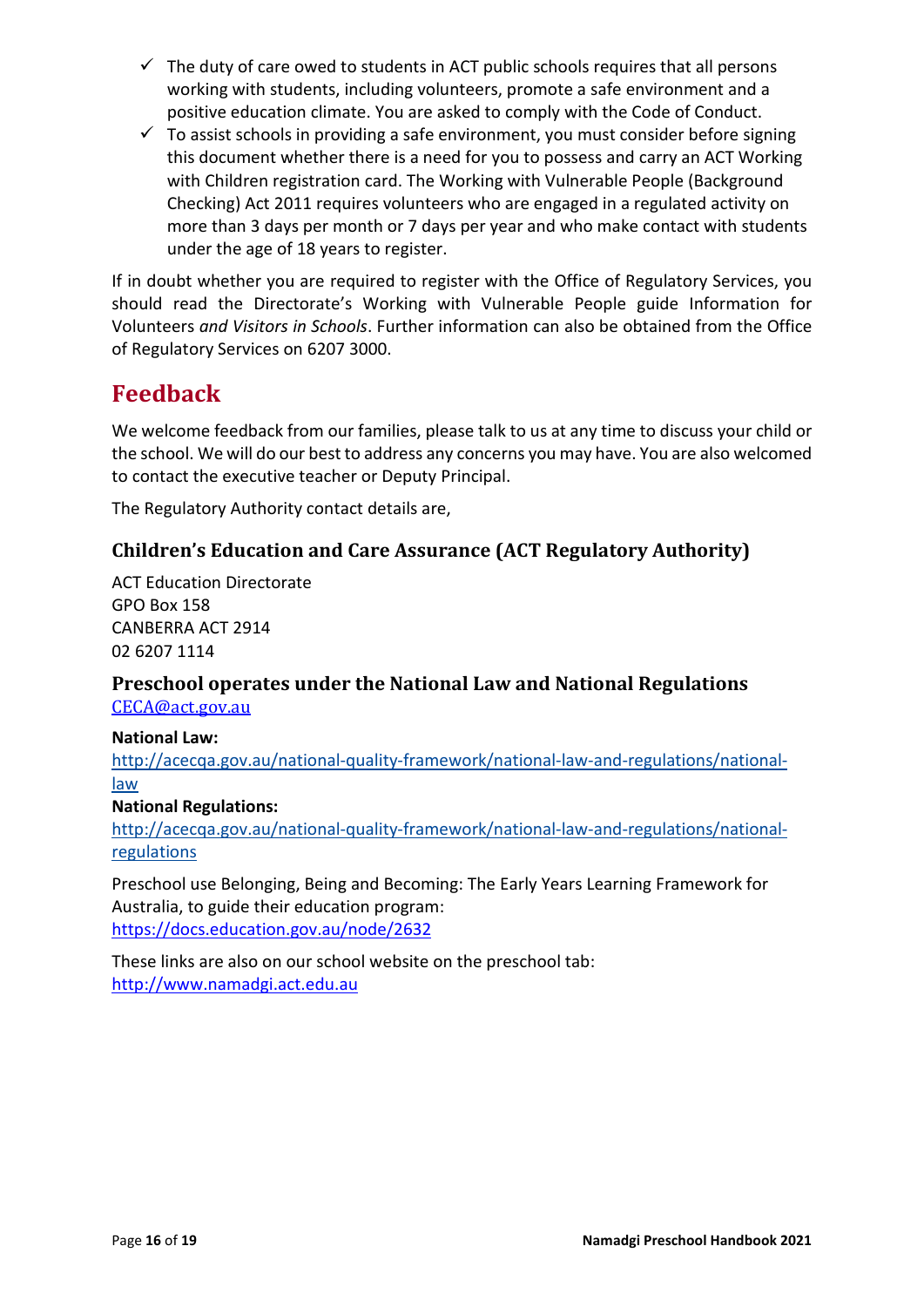- ✓ The duty of care owed to students in ACT public schools requires that all persons working with students, including volunteers, promote a safe environment and a positive education climate. You are asked to comply with the Code of Conduct.
- ✓ To assist schools in providing a safe environment, you must consider before signing this document whether there is a need for you to possess and carry an ACT Working with Children registration card. The Working with Vulnerable People (Background Checking) Act 2011 requires volunteers who are engaged in a regulated activity on more than 3 days per month or 7 days per year and who make contact with students under the age of 18 years to register.

If in doubt whether you are required to register with the Office of Regulatory Services, you should read the Directorate's Working with Vulnerable People guide Information for Volunteers *and Visitors in Schools*. Further information can also be obtained from the Office of Regulatory Services on 6207 3000.

# Feedback

We welcome feedback from our families, please talk to us at any time to discuss your child or the school. We will do our best to address any concerns you may have. You are also welcomed to contact the executive teacher or Deputy Principal.

The Regulatory Authority contact details are,

### Children's Education and Care Assurance (ACT Regulatory Authority)

ACT Education Directorate
GPO Box 158
CANBERRA ACT 2914
02 6207 1114

### Preschool operates under the National Law and National Regulations

CECA@act.gov.au

**National Law:**
http://acecqa.gov.au/national-quality-framework/national-law-and-regulations/national-law

**National Regulations:**
http://acecqa.gov.au/national-quality-framework/national-law-and-regulations/national-regulations

Preschool use Belonging, Being and Becoming: The Early Years Learning Framework for Australia, to guide their education program:
https://docs.education.gov.au/node/2632

These links are also on our school website on the preschool tab:
http://www.namadgi.act.edu.au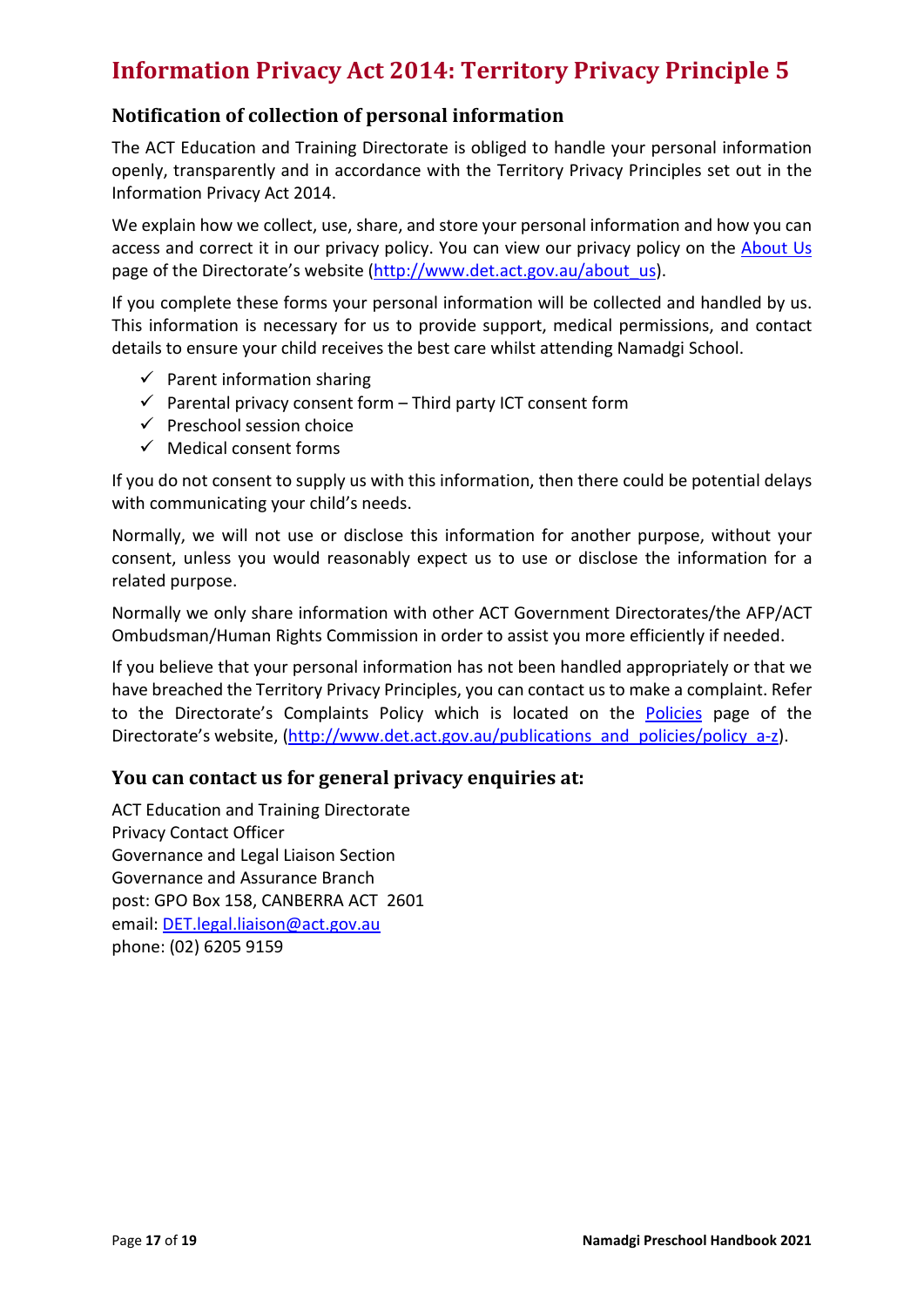# Information Privacy Act 2014: Territory Privacy Principle 5

## Notification of collection of personal information

The ACT Education and Training Directorate is obliged to handle your personal information openly, transparently and in accordance with the Territory Privacy Principles set out in the Information Privacy Act 2014.

We explain how we collect, use, share, and store your personal information and how you can access and correct it in our privacy policy. You can view our privacy policy on the [About Us](http://www.det.act.gov.au/about_us) page of the Directorate's website (http://www.det.act.gov.au/about_us).

If you complete these forms your personal information will be collected and handled by us. This information is necessary for us to provide support, medical permissions, and contact details to ensure your child receives the best care whilst attending Namadgi School.

- ✓ Parent information sharing
- ✓ Parental privacy consent form – Third party ICT consent form
- ✓ Preschool session choice
- ✓ Medical consent forms

If you do not consent to supply us with this information, then there could be potential delays with communicating your child's needs.

Normally, we will not use or disclose this information for another purpose, without your consent, unless you would reasonably expect us to use or disclose the information for a related purpose.

Normally we only share information with other ACT Government Directorates/the AFP/ACT Ombudsman/Human Rights Commission in order to assist you more efficiently if needed.

If you believe that your personal information has not been handled appropriately or that we have breached the Territory Privacy Principles, you can contact us to make a complaint. Refer to the Directorate's Complaints Policy which is located on the [Policies](http://www.det.act.gov.au/publications_and_policies/policy_a-z) page of the Directorate's website, (http://www.det.act.gov.au/publications_and_policies/policy_a-z).

## You can contact us for general privacy enquiries at:

ACT Education and Training Directorate  
Privacy Contact Officer  
Governance and Legal Liaison Section  
Governance and Assurance Branch  
post: GPO Box 158, CANBERRA ACT 2601  
email: DET.legal.liaison@act.gov.au  
phone: (02) 6205 9159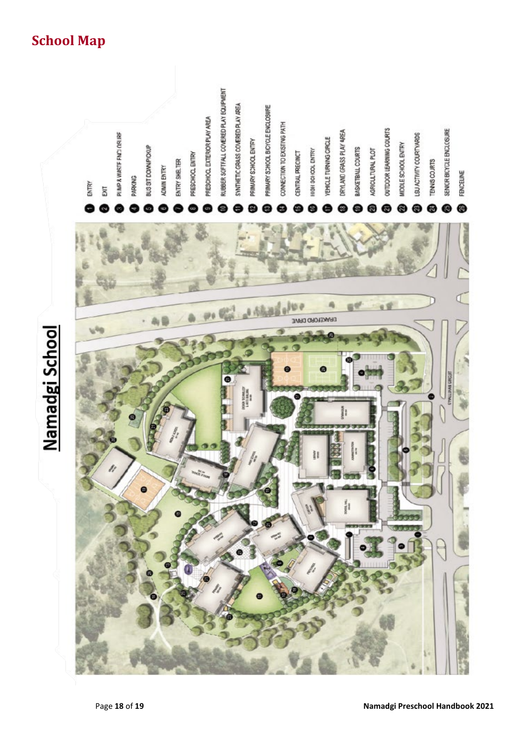# School Map

## Namadgi School

1. ENTRY
2. EXIT
3. PUMP & WASTE ENCLOSURE
4. PARKING
5. BUS SET DOWN/PICKUP
6. ADMIN ENTRY
7. ENTRY SHELTER
8. PRESCHOOL ENTRY
9. PRESCHOOL EXTERIOR PLAY AREA
10. RUBBER SOFTFALL COVERED PLAY EQUIPMENT
11. SYNTHETIC GRASS COVERED PLAY AREA
12. PRIMARY SCHOOL ENTRY
13. PRIMARY SCHOOL BICYCLE ENCLOSURE
14. CONNECTION TO EXISTING PATH
15. CENTRAL PRECINCT
16. HIGH SCHOOL ENTRY
17. VEHICLE TURNING CIRCLE
18. DRYLAND GRASS PLAY AREA
19. BASKETBALL COURTS
20. AGRICULTURAL PLOT
21. OUTDOOR LEARNING COURTS
22. MIDDLE SCHOOL ENTRY
23. LSU ACTIVITY COURTYARDS
24. TENNIS COURTS
25. SENIOR BICYCLE ENCLOSURE
26. FENCELINE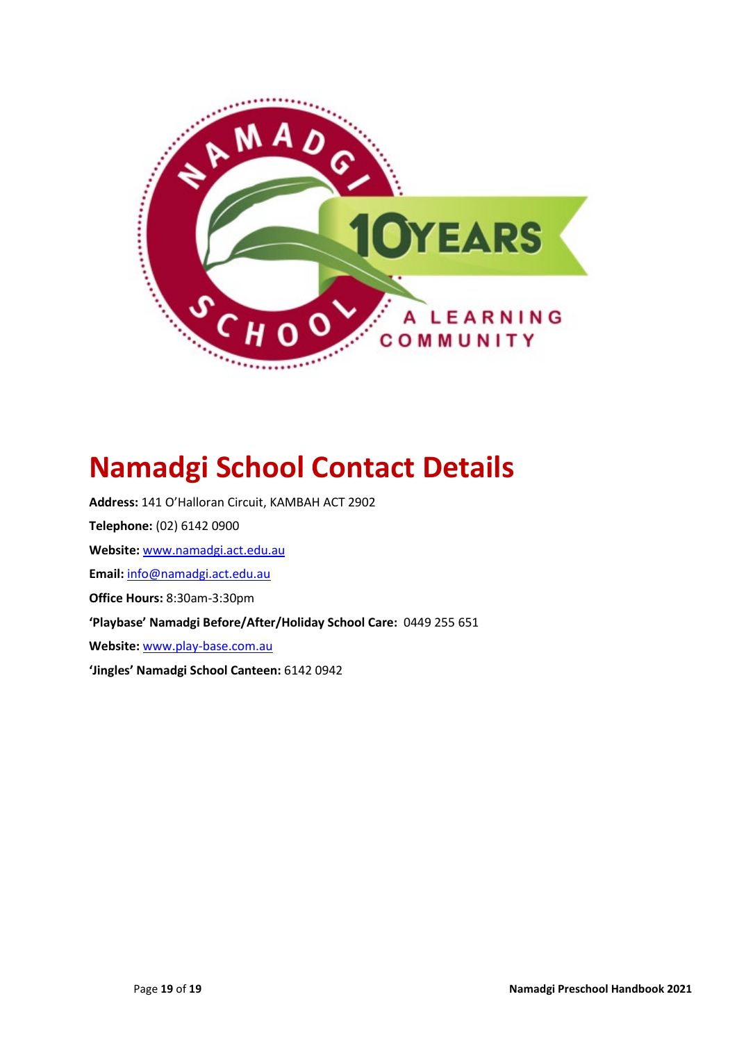# Namadgi School Contact Details

**Address:** 141 O'Halloran Circuit, KAMBAH ACT 2902

**Telephone:** (02) 6142 0900

**Website:** www.namadgi.act.edu.au

**Email:** info@namadgi.act.edu.au

**Office Hours:** 8:30am-3:30pm

**'Playbase' Namadgi Before/After/Holiday School Care:** 0449 255 651

**Website:** www.play-base.com.au

**'Jingles' Namadgi School Canteen:** 6142 0942